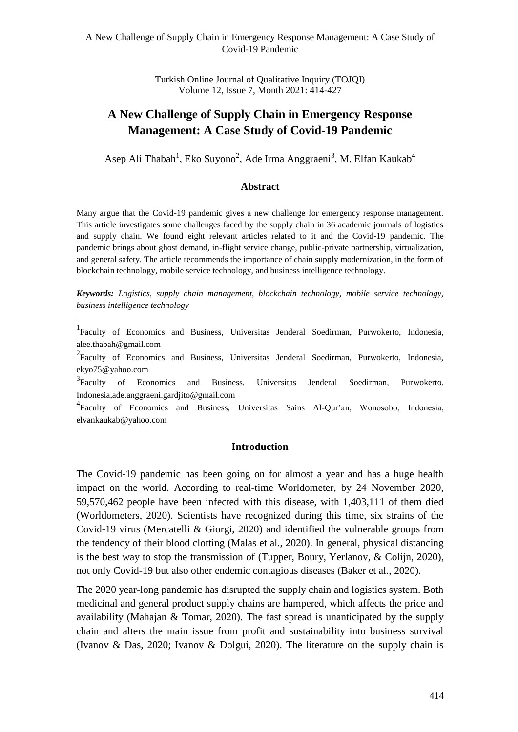# A New Challenge of Supply Chain in Emergency Response Management: A Case Study of Covid-19 Pandemic

Asep Ali Thabah[1], Eko Suyono[2], Ade Irma Anggraeni[3], M. Elfan Kaukab[4]

## Abstract

Many argue that the Covid-19 pandemic gives a new challenge for emergency response management. This article investigates some challenges faced by the supply chain in 36 academic journals of logistics and supply chain. We found eight relevant articles related to it and the Covid-19 pandemic. The pandemic brings about ghost demand, in-flight service change, public-private partnership, virtualization, and general safety. The article recommends the importance of chain supply modernization, in the form of blockchain technology, mobile service technology, and business intelligence technology.

***Keywords:*** *Logistics, supply chain management, blockchain technology, mobile service technology, business intelligence technology*

---

[1]Faculty of Economics and Business, Universitas Jenderal Soedirman, Purwokerto, Indonesia, alee.thabah@gmail.com

[2]Faculty of Economics and Business, Universitas Jenderal Soedirman, Purwokerto, Indonesia, ekyo75@yahoo.com

[3]Faculty of Economics and Business, Universitas Jenderal Soedirman, Purwokerto, Indonesia,ade.anggraeni.gardjito@gmail.com

[4]Faculty of Economics and Business, Universitas Sains Al-Qur'an, Wonosobo, Indonesia, elvankaukab@yahoo.com

## Introduction

The Covid-19 pandemic has been going on for almost a year and has a huge health impact on the world. According to real-time Worldometer, by 24 November 2020, 59,570,462 people have been infected with this disease, with 1,403,111 of them died (Worldometers, 2020). Scientists have recognized during this time, six strains of the Covid-19 virus (Mercatelli & Giorgi, 2020) and identified the vulnerable groups from the tendency of their blood clotting (Malas et al., 2020). In general, physical distancing is the best way to stop the transmission of (Tupper, Boury, Yerlanov, & Colijn, 2020), not only Covid-19 but also other endemic contagious diseases (Baker et al., 2020).

The 2020 year-long pandemic has disrupted the supply chain and logistics system. Both medicinal and general product supply chains are hampered, which affects the price and availability (Mahajan & Tomar, 2020). The fast spread is unanticipated by the supply chain and alters the main issue from profit and sustainability into business survival (Ivanov & Das, 2020; Ivanov & Dolgui, 2020). The literature on the supply chain is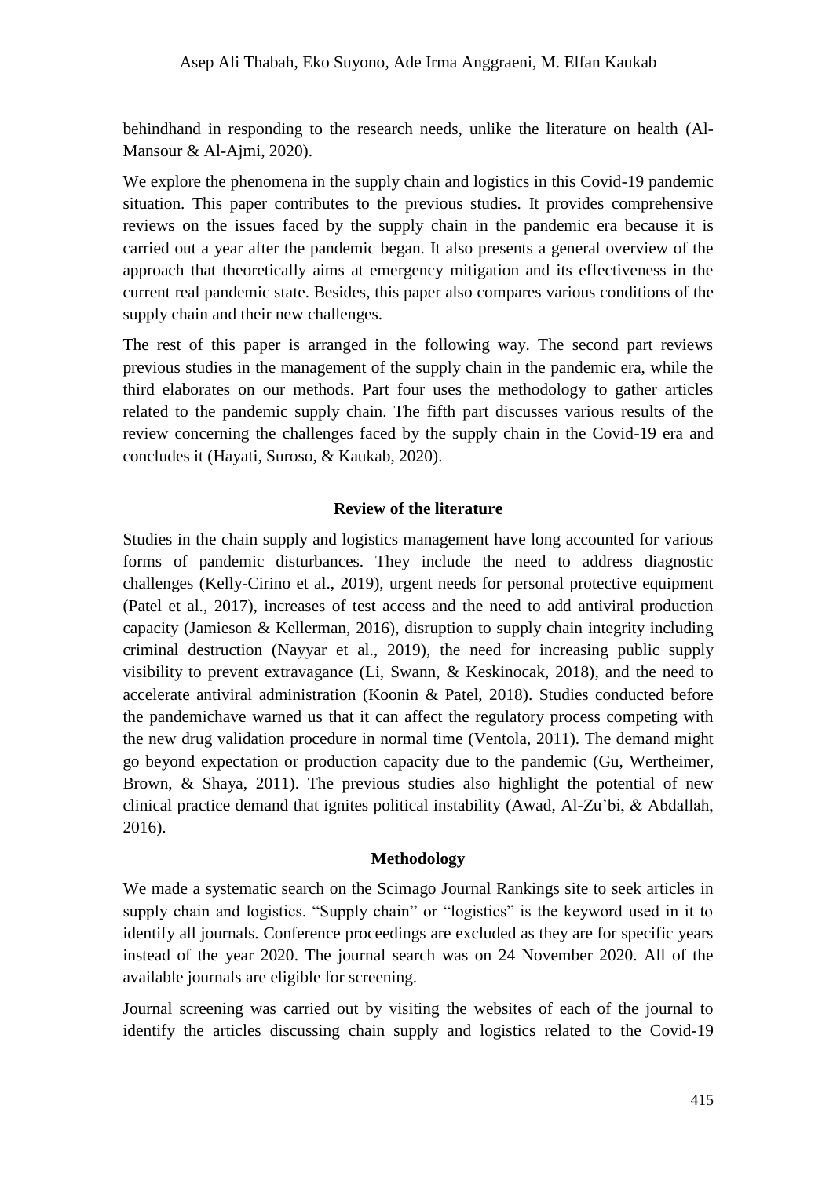behindhand in responding to the research needs, unlike the literature on health (Al-Mansour & Al-Ajmi, 2020).

We explore the phenomena in the supply chain and logistics in this Covid-19 pandemic situation. This paper contributes to the previous studies. It provides comprehensive reviews on the issues faced by the supply chain in the pandemic era because it is carried out a year after the pandemic began. It also presents a general overview of the approach that theoretically aims at emergency mitigation and its effectiveness in the current real pandemic state. Besides, this paper also compares various conditions of the supply chain and their new challenges.

The rest of this paper is arranged in the following way. The second part reviews previous studies in the management of the supply chain in the pandemic era, while the third elaborates on our methods. Part four uses the methodology to gather articles related to the pandemic supply chain. The fifth part discusses various results of the review concerning the challenges faced by the supply chain in the Covid-19 era and concludes it (Hayati, Suroso, & Kaukab, 2020).

## Review of the literature

Studies in the chain supply and logistics management have long accounted for various forms of pandemic disturbances. They include the need to address diagnostic challenges (Kelly-Cirino et al., 2019), urgent needs for personal protective equipment (Patel et al., 2017), increases of test access and the need to add antiviral production capacity (Jamieson & Kellerman, 2016), disruption to supply chain integrity including criminal destruction (Nayyar et al., 2019), the need for increasing public supply visibility to prevent extravagance (Li, Swann, & Keskinocak, 2018), and the need to accelerate antiviral administration (Koonin & Patel, 2018). Studies conducted before the pandemichave warned us that it can affect the regulatory process competing with the new drug validation procedure in normal time (Ventola, 2011). The demand might go beyond expectation or production capacity due to the pandemic (Gu, Wertheimer, Brown, & Shaya, 2011). The previous studies also highlight the potential of new clinical practice demand that ignites political instability (Awad, Al-Zu'bi, & Abdallah, 2016).

## Methodology

We made a systematic search on the Scimago Journal Rankings site to seek articles in supply chain and logistics. "Supply chain" or "logistics" is the keyword used in it to identify all journals. Conference proceedings are excluded as they are for specific years instead of the year 2020. The journal search was on 24 November 2020. All of the available journals are eligible for screening.

Journal screening was carried out by visiting the websites of each of the journal to identify the articles discussing chain supply and logistics related to the Covid-19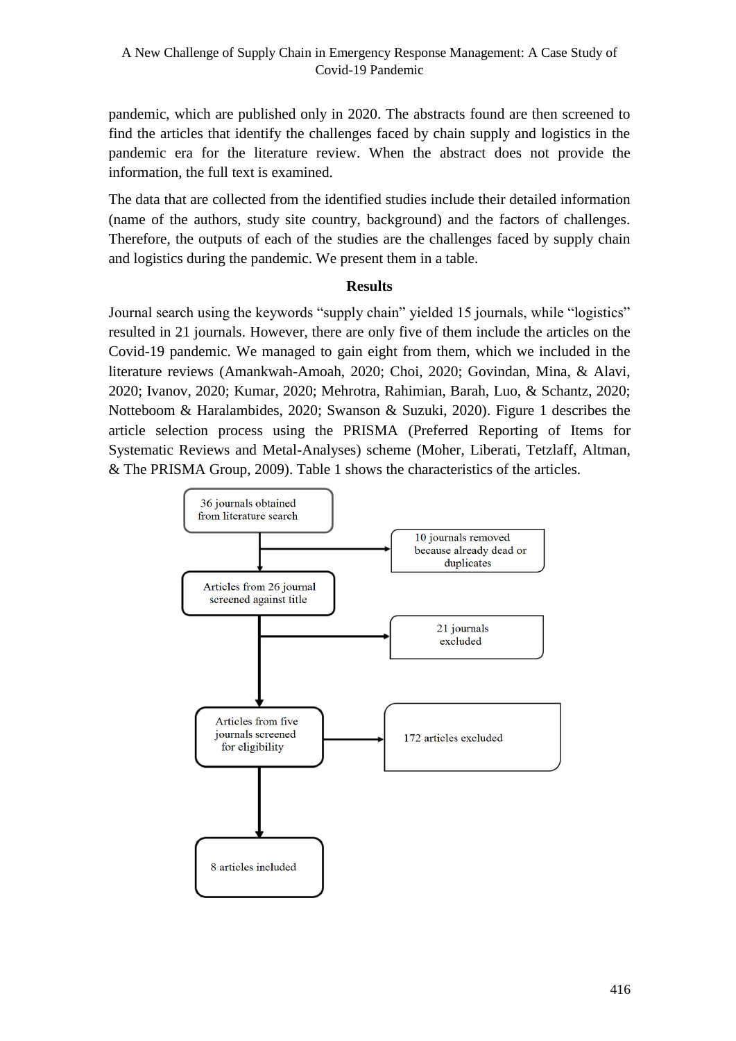pandemic, which are published only in 2020. The abstracts found are then screened to find the articles that identify the challenges faced by chain supply and logistics in the pandemic era for the literature review. When the abstract does not provide the information, the full text is examined.

The data that are collected from the identified studies include their detailed information (name of the authors, study site country, background) and the factors of challenges. Therefore, the outputs of each of the studies are the challenges faced by supply chain and logistics during the pandemic. We present them in a table.

## Results

Journal search using the keywords "supply chain" yielded 15 journals, while "logistics" resulted in 21 journals. However, there are only five of them include the articles on the Covid-19 pandemic. We managed to gain eight from them, which we included in the literature reviews (Amankwah-Amoah, 2020; Choi, 2020; Govindan, Mina, & Alavi, 2020; Ivanov, 2020; Kumar, 2020; Mehrotra, Rahimian, Barah, Luo, & Schantz, 2020; Notteboom & Haralambides, 2020; Swanson & Suzuki, 2020). Figure 1 describes the article selection process using the PRISMA (Preferred Reporting of Items for Systematic Reviews and Metal-Analyses) scheme (Moher, Liberati, Tetzlaff, Altman, & The PRISMA Group, 2009). Table 1 shows the characteristics of the articles.

36 journals obtained from literature search

10 journals removed because already dead or duplicates

Articles from 26 journal screened against title

21 journals excluded

Articles from five journals screened for eligibility

172 articles excluded

8 articles included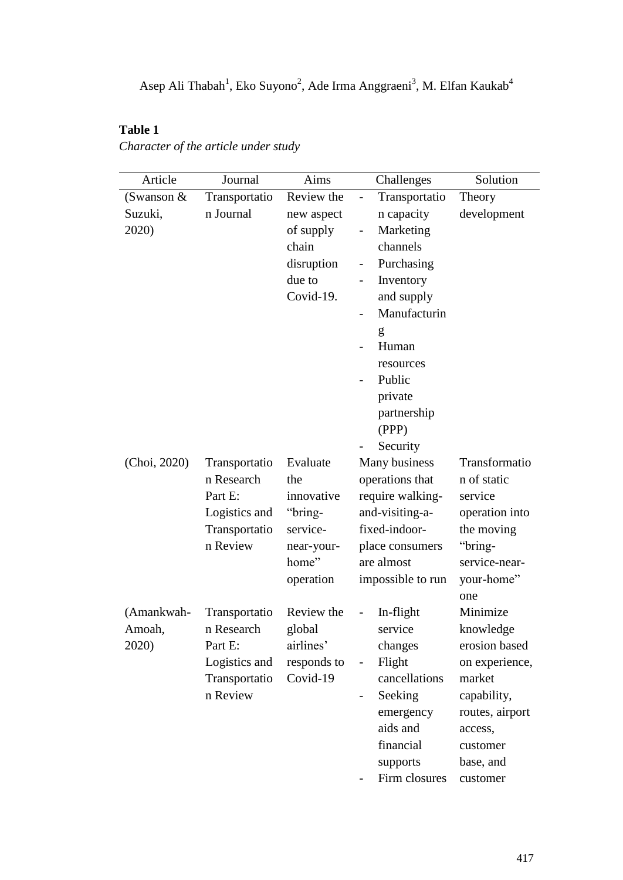**Table 1**

*Character of the article under study*

| Article | Journal | Aims | Challenges | Solution |
|---|---|---|---|---|
| (Swanson & Suzuki, 2020) | Transportation Journal | Review the new aspect of supply chain disruption due to Covid-19. | - Transportation capacity<br>- Marketing channels<br>- Purchasing<br>- Inventory and supply<br>- Manufacturing<br>- Human resources<br>- Public private partnership (PPP)<br>- Security | Theory development |
| (Choi, 2020) | Transportation Research Part E: Logistics and Transportation Review | Evaluate the innovative "bring-service-near-your-home" operation | Many business operations that require walking-and-visiting-a-fixed-indoor-place consumers are almost impossible to run | Transformation of static service operation into the moving "bring-service-near-your-home" one |
| (Amankwah-Amoah, 2020) | Transportation Research Part E: Logistics and Transportation Review | Review the global airlines' responds to Covid-19 | - In-flight service changes<br>- Flight cancellations<br>- Seeking emergency aids and financial supports<br>- Firm closures | Minimize knowledge erosion based on experience, market capability, routes, airport access, customer base, and customer |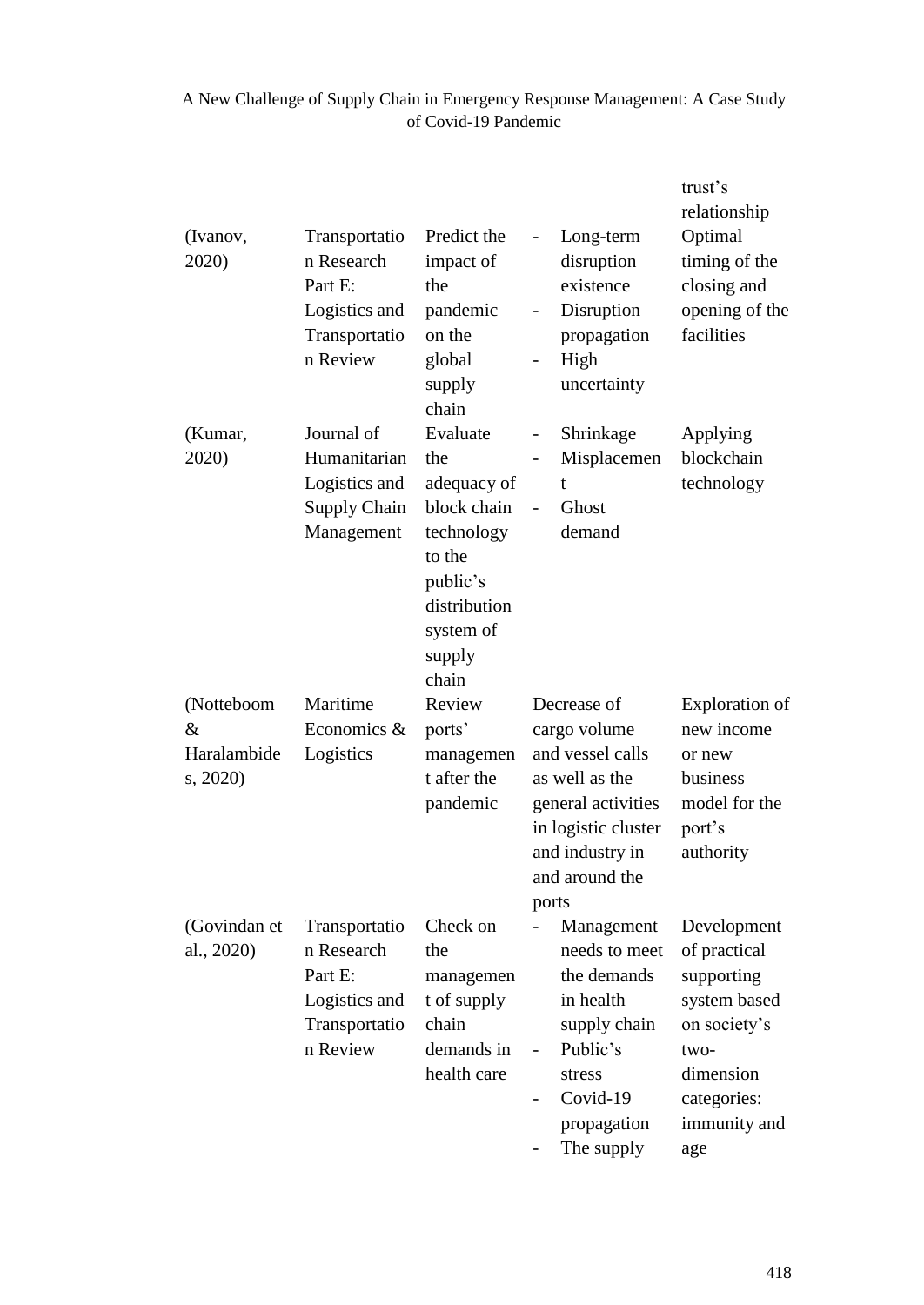| | | | | trust's relationship |
|---|---|---|---|---|
| (Ivanov, 2020) | Transportation Research Part E: Logistics and Transportation Review | Predict the impact of the pandemic on the global supply chain | - Long-term disruption existence<br>- Disruption propagation<br>- High uncertainty | Optimal timing of the closing and opening of the facilities |
| (Kumar, 2020) | Journal of Humanitarian Logistics and Supply Chain Management | Evaluate the adequacy of block chain technology to the public's distribution system of supply chain | - Shrinkage<br>- Misplacement<br>- Ghost demand | Applying blockchain technology |
| (Notteboom & Haralambides, 2020) | Maritime Economics & Logistics | Review ports' management after the pandemic | Decrease of cargo volume and vessel calls as well as the general activities in logistic cluster and industry in and around the ports | Exploration of new income or new business model for the port's authority |
| (Govindan et al., 2020) | Transportation Research Part E: Logistics and Transportation Review | Check on the management of supply chain demands in health care | - Management needs to meet the demands in health supply chain<br>- Public's stress<br>- Covid-19 propagation<br>- The supply | Development of practical supporting system based on society's two-dimension categories: immunity and age |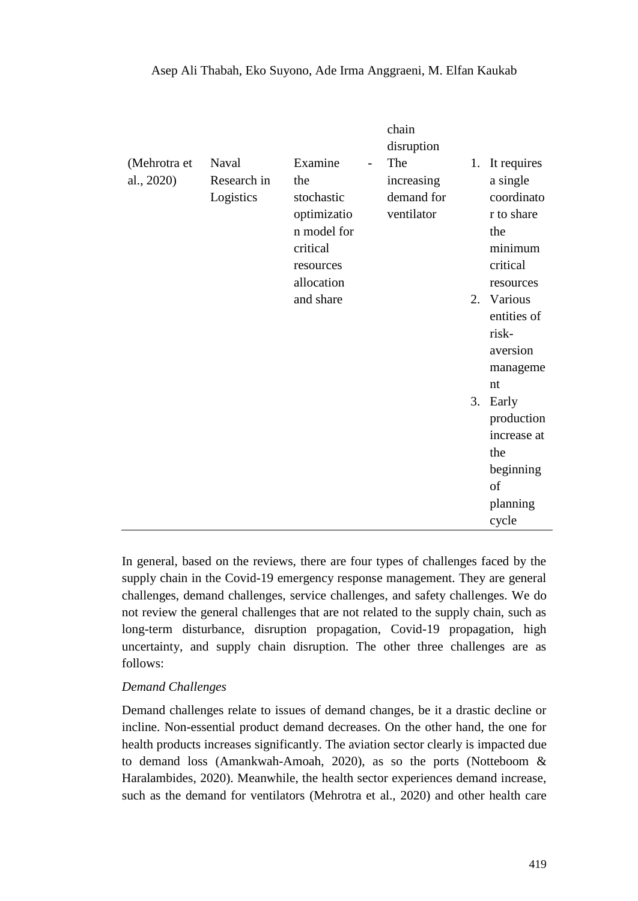| | | | | chain disruption | |
|---|---|---|---|---|---|
| (Mehrotra et al., 2020) | Naval Research in Logistics | Examine the stochastic optimization model for critical resources allocation and share | - | The increasing demand for ventilator | 1. It requires a single coordinator to share the minimum critical resources 2. Various entities of risk-aversion management 3. Early production increase at the beginning of planning cycle |

In general, based on the reviews, there are four types of challenges faced by the supply chain in the Covid-19 emergency response management. They are general challenges, demand challenges, service challenges, and safety challenges. We do not review the general challenges that are not related to the supply chain, such as long-term disturbance, disruption propagation, Covid-19 propagation, high uncertainty, and supply chain disruption. The other three challenges are as follows:

*Demand Challenges*

Demand challenges relate to issues of demand changes, be it a drastic decline or incline. Non-essential product demand decreases. On the other hand, the one for health products increases significantly. The aviation sector clearly is impacted due to demand loss (Amankwah-Amoah, 2020), as so the ports (Notteboom & Haralambides, 2020). Meanwhile, the health sector experiences demand increase, such as the demand for ventilators (Mehrotra et al., 2020) and other health care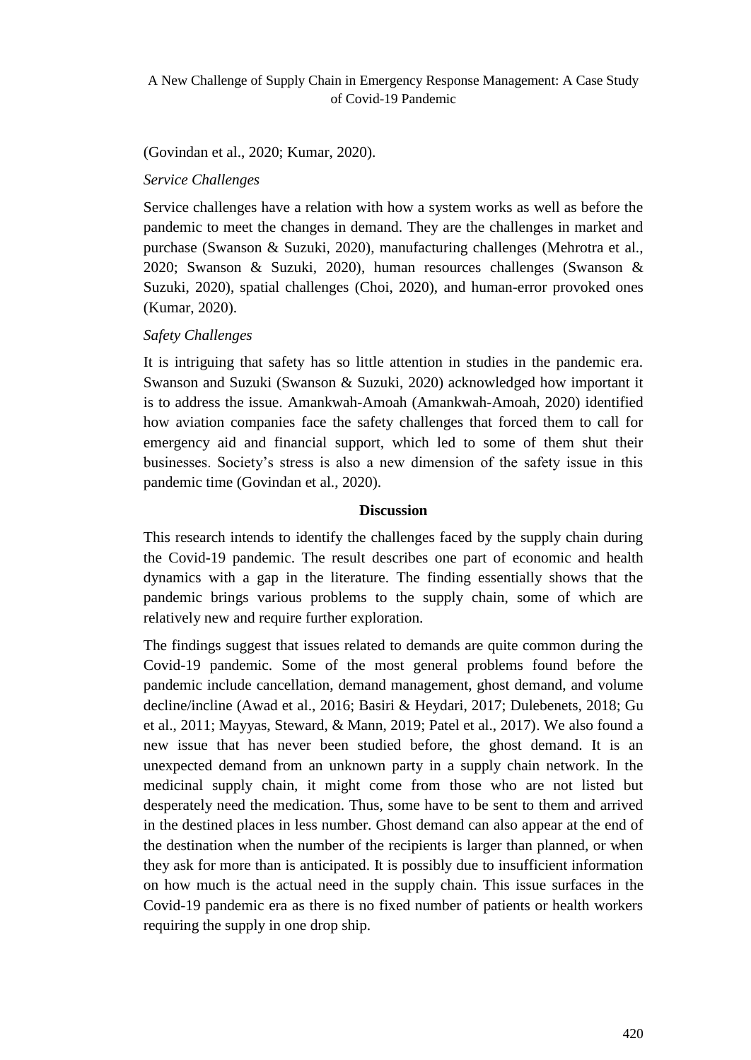(Govindan et al., 2020; Kumar, 2020).

*Service Challenges*

Service challenges have a relation with how a system works as well as before the pandemic to meet the changes in demand. They are the challenges in market and purchase (Swanson & Suzuki, 2020), manufacturing challenges (Mehrotra et al., 2020; Swanson & Suzuki, 2020), human resources challenges (Swanson & Suzuki, 2020), spatial challenges (Choi, 2020), and human-error provoked ones (Kumar, 2020).

*Safety Challenges*

It is intriguing that safety has so little attention in studies in the pandemic era. Swanson and Suzuki (Swanson & Suzuki, 2020) acknowledged how important it is to address the issue. Amankwah-Amoah (Amankwah-Amoah, 2020) identified how aviation companies face the safety challenges that forced them to call for emergency aid and financial support, which led to some of them shut their businesses. Society's stress is also a new dimension of the safety issue in this pandemic time (Govindan et al., 2020).

## Discussion

This research intends to identify the challenges faced by the supply chain during the Covid-19 pandemic. The result describes one part of economic and health dynamics with a gap in the literature. The finding essentially shows that the pandemic brings various problems to the supply chain, some of which are relatively new and require further exploration.

The findings suggest that issues related to demands are quite common during the Covid-19 pandemic. Some of the most general problems found before the pandemic include cancellation, demand management, ghost demand, and volume decline/incline (Awad et al., 2016; Basiri & Heydari, 2017; Dulebenets, 2018; Gu et al., 2011; Mayyas, Steward, & Mann, 2019; Patel et al., 2017). We also found a new issue that has never been studied before, the ghost demand. It is an unexpected demand from an unknown party in a supply chain network. In the medicinal supply chain, it might come from those who are not listed but desperately need the medication. Thus, some have to be sent to them and arrived in the destined places in less number. Ghost demand can also appear at the end of the destination when the number of the recipients is larger than planned, or when they ask for more than is anticipated. It is possibly due to insufficient information on how much is the actual need in the supply chain. This issue surfaces in the Covid-19 pandemic era as there is no fixed number of patients or health workers requiring the supply in one drop ship.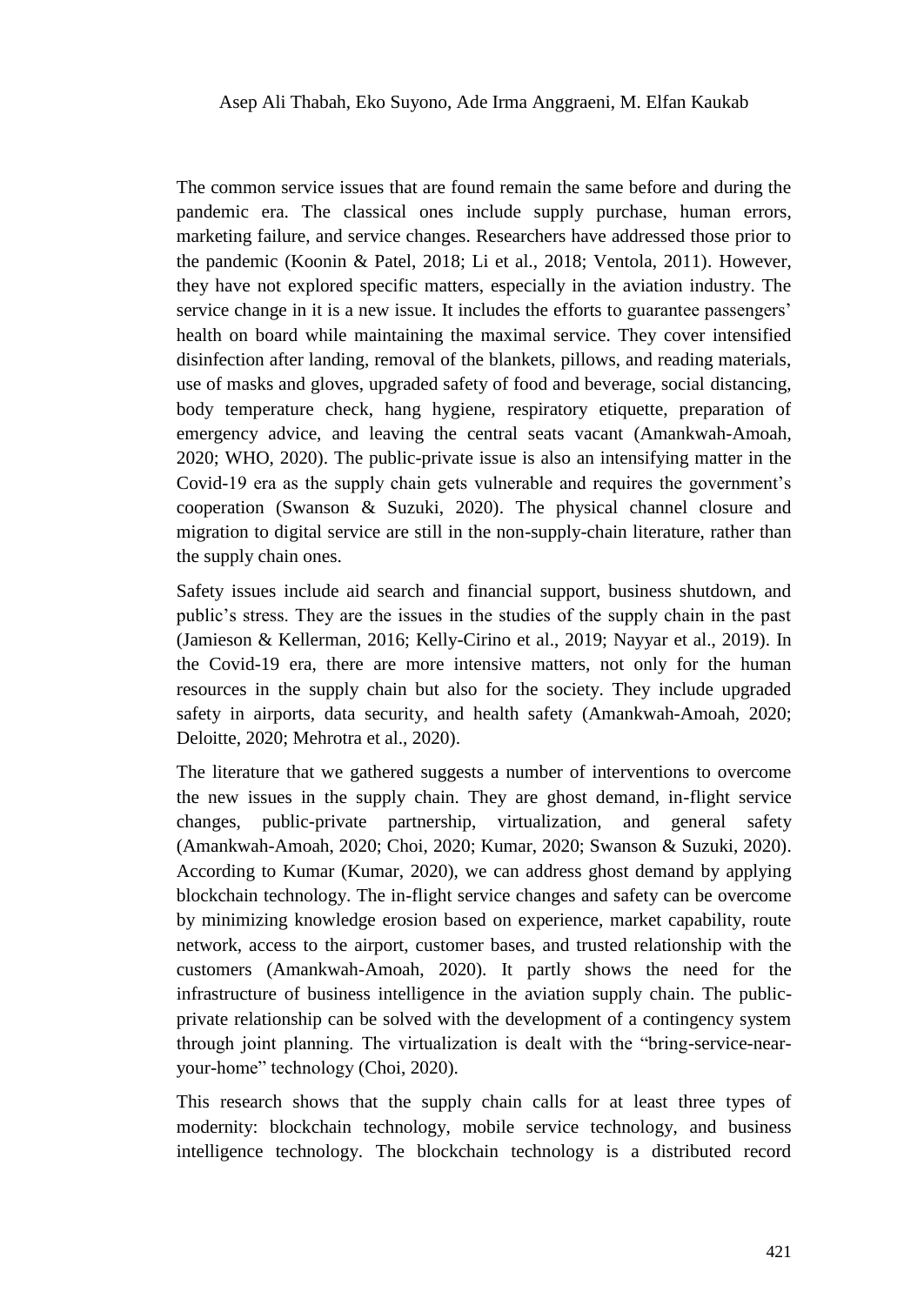The common service issues that are found remain the same before and during the pandemic era. The classical ones include supply purchase, human errors, marketing failure, and service changes. Researchers have addressed those prior to the pandemic (Koonin & Patel, 2018; Li et al., 2018; Ventola, 2011). However, they have not explored specific matters, especially in the aviation industry. The service change in it is a new issue. It includes the efforts to guarantee passengers' health on board while maintaining the maximal service. They cover intensified disinfection after landing, removal of the blankets, pillows, and reading materials, use of masks and gloves, upgraded safety of food and beverage, social distancing, body temperature check, hang hygiene, respiratory etiquette, preparation of emergency advice, and leaving the central seats vacant (Amankwah-Amoah, 2020; WHO, 2020). The public-private issue is also an intensifying matter in the Covid-19 era as the supply chain gets vulnerable and requires the government's cooperation (Swanson & Suzuki, 2020). The physical channel closure and migration to digital service are still in the non-supply-chain literature, rather than the supply chain ones.

Safety issues include aid search and financial support, business shutdown, and public's stress. They are the issues in the studies of the supply chain in the past (Jamieson & Kellerman, 2016; Kelly-Cirino et al., 2019; Nayyar et al., 2019). In the Covid-19 era, there are more intensive matters, not only for the human resources in the supply chain but also for the society. They include upgraded safety in airports, data security, and health safety (Amankwah-Amoah, 2020; Deloitte, 2020; Mehrotra et al., 2020).

The literature that we gathered suggests a number of interventions to overcome the new issues in the supply chain. They are ghost demand, in-flight service changes, public-private partnership, virtualization, and general safety (Amankwah-Amoah, 2020; Choi, 2020; Kumar, 2020; Swanson & Suzuki, 2020). According to Kumar (Kumar, 2020), we can address ghost demand by applying blockchain technology. The in-flight service changes and safety can be overcome by minimizing knowledge erosion based on experience, market capability, route network, access to the airport, customer bases, and trusted relationship with the customers (Amankwah-Amoah, 2020). It partly shows the need for the infrastructure of business intelligence in the aviation supply chain. The public-private relationship can be solved with the development of a contingency system through joint planning. The virtualization is dealt with the "bring-service-near-your-home" technology (Choi, 2020).

This research shows that the supply chain calls for at least three types of modernity: blockchain technology, mobile service technology, and business intelligence technology. The blockchain technology is a distributed record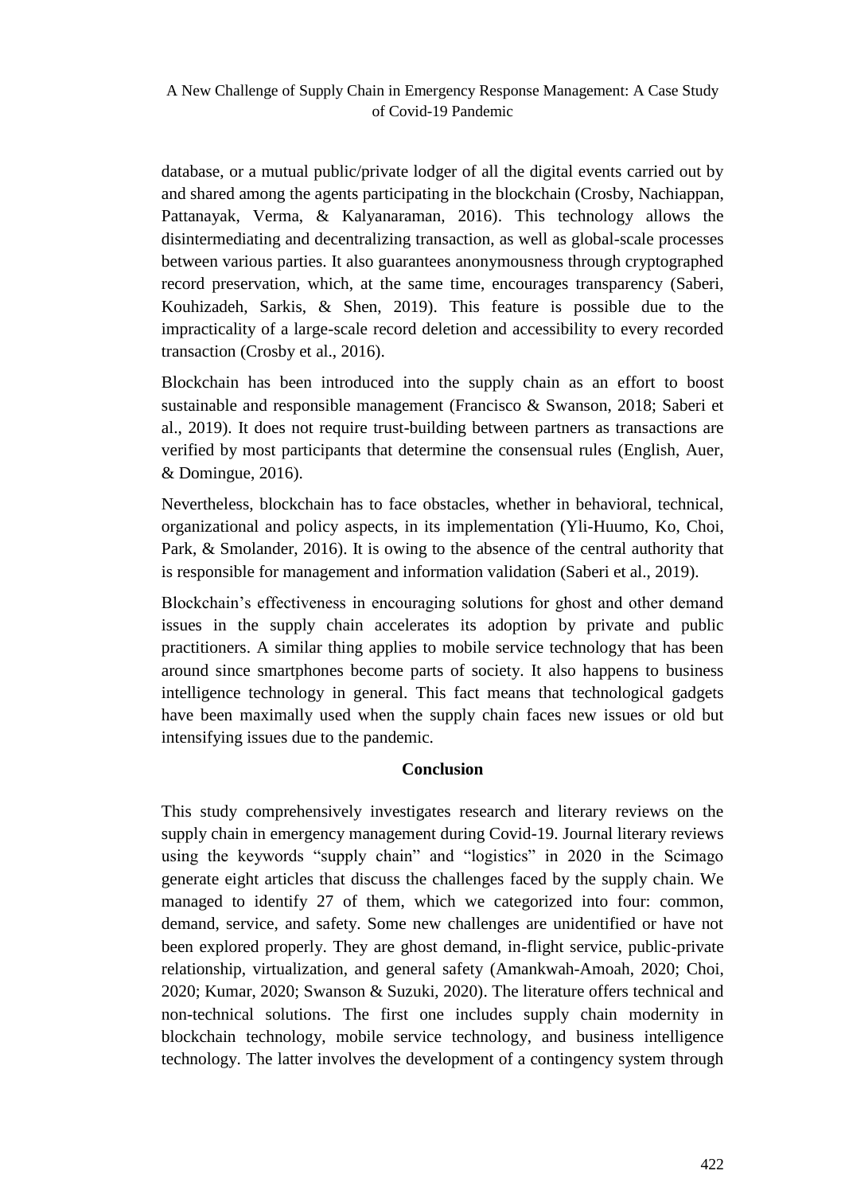database, or a mutual public/private lodger of all the digital events carried out by and shared among the agents participating in the blockchain (Crosby, Nachiappan, Pattanayak, Verma, & Kalyanaraman, 2016). This technology allows the disintermediating and decentralizing transaction, as well as global-scale processes between various parties. It also guarantees anonymousness through cryptographed record preservation, which, at the same time, encourages transparency (Saberi, Kouhizadeh, Sarkis, & Shen, 2019). This feature is possible due to the impracticality of a large-scale record deletion and accessibility to every recorded transaction (Crosby et al., 2016).

Blockchain has been introduced into the supply chain as an effort to boost sustainable and responsible management (Francisco & Swanson, 2018; Saberi et al., 2019). It does not require trust-building between partners as transactions are verified by most participants that determine the consensual rules (English, Auer, & Domingue, 2016).

Nevertheless, blockchain has to face obstacles, whether in behavioral, technical, organizational and policy aspects, in its implementation (Yli-Huumo, Ko, Choi, Park, & Smolander, 2016). It is owing to the absence of the central authority that is responsible for management and information validation (Saberi et al., 2019).

Blockchain's effectiveness in encouraging solutions for ghost and other demand issues in the supply chain accelerates its adoption by private and public practitioners. A similar thing applies to mobile service technology that has been around since smartphones become parts of society. It also happens to business intelligence technology in general. This fact means that technological gadgets have been maximally used when the supply chain faces new issues or old but intensifying issues due to the pandemic.

## Conclusion

This study comprehensively investigates research and literary reviews on the supply chain in emergency management during Covid-19. Journal literary reviews using the keywords "supply chain" and "logistics" in 2020 in the Scimago generate eight articles that discuss the challenges faced by the supply chain. We managed to identify 27 of them, which we categorized into four: common, demand, service, and safety. Some new challenges are unidentified or have not been explored properly. They are ghost demand, in-flight service, public-private relationship, virtualization, and general safety (Amankwah-Amoah, 2020; Choi, 2020; Kumar, 2020; Swanson & Suzuki, 2020). The literature offers technical and non-technical solutions. The first one includes supply chain modernity in blockchain technology, mobile service technology, and business intelligence technology. The latter involves the development of a contingency system through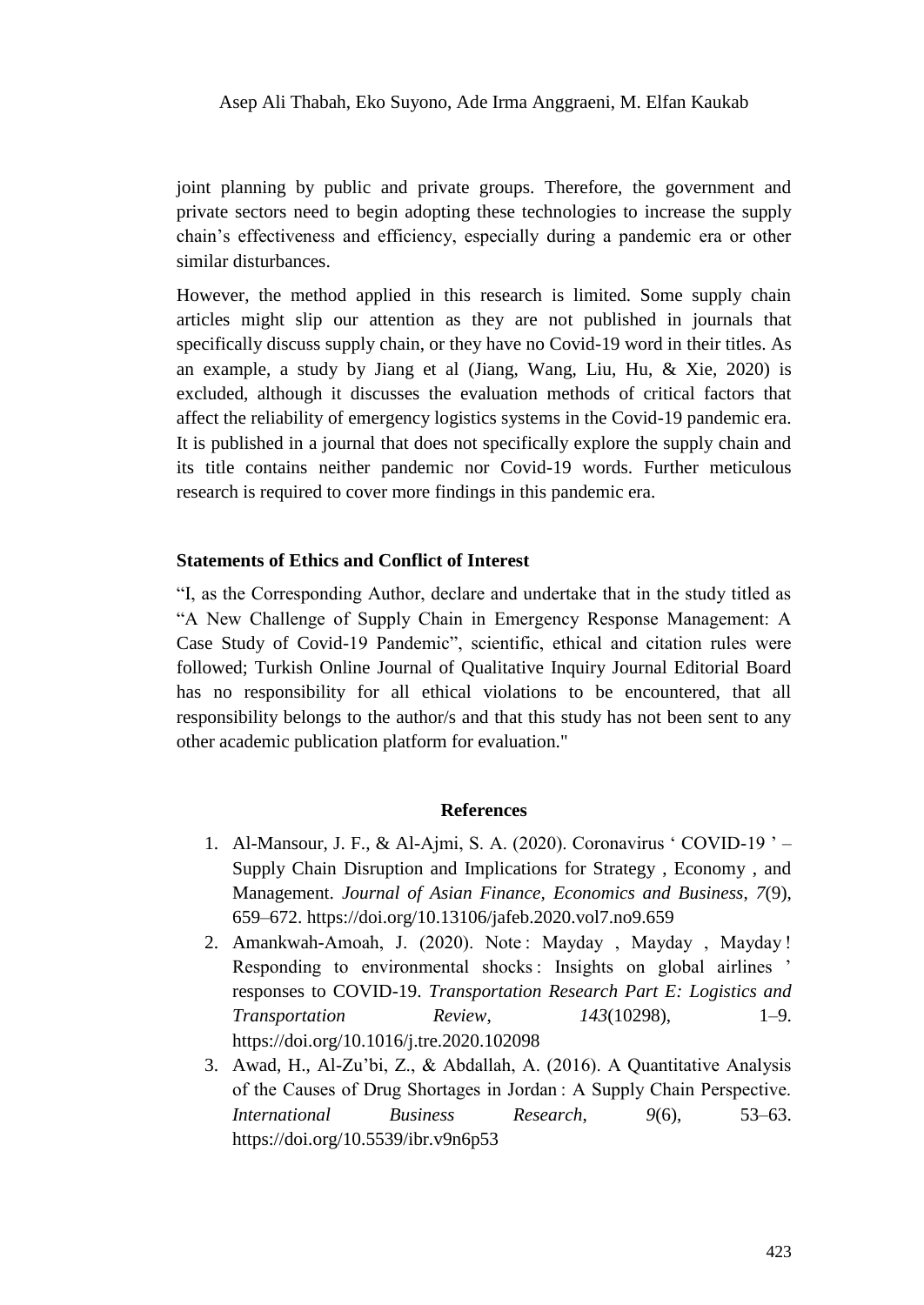joint planning by public and private groups. Therefore, the government and private sectors need to begin adopting these technologies to increase the supply chain's effectiveness and efficiency, especially during a pandemic era or other similar disturbances.

However, the method applied in this research is limited. Some supply chain articles might slip our attention as they are not published in journals that specifically discuss supply chain, or they have no Covid-19 word in their titles. As an example, a study by Jiang et al (Jiang, Wang, Liu, Hu, & Xie, 2020) is excluded, although it discusses the evaluation methods of critical factors that affect the reliability of emergency logistics systems in the Covid-19 pandemic era. It is published in a journal that does not specifically explore the supply chain and its title contains neither pandemic nor Covid-19 words. Further meticulous research is required to cover more findings in this pandemic era.

### Statements of Ethics and Conflict of Interest

"I, as the Corresponding Author, declare and undertake that in the study titled as "A New Challenge of Supply Chain in Emergency Response Management: A Case Study of Covid-19 Pandemic", scientific, ethical and citation rules were followed; Turkish Online Journal of Qualitative Inquiry Journal Editorial Board has no responsibility for all ethical violations to be encountered, that all responsibility belongs to the author/s and that this study has not been sent to any other academic publication platform for evaluation."

## References

1. Al-Mansour, J. F., & Al-Ajmi, S. A. (2020). Coronavirus ' COVID-19 ' – Supply Chain Disruption and Implications for Strategy , Economy , and Management. *Journal of Asian Finance, Economics and Business*, *7*(9), 659–672. https://doi.org/10.13106/jafeb.2020.vol7.no9.659
2. Amankwah-Amoah, J. (2020). Note : Mayday , Mayday , Mayday ! Responding to environmental shocks : Insights on global airlines ' responses to COVID-19. *Transportation Research Part E: Logistics and Transportation Review*, *143*(10298), 1–9. https://doi.org/10.1016/j.tre.2020.102098
3. Awad, H., Al-Zu'bi, Z., & Abdallah, A. (2016). A Quantitative Analysis of the Causes of Drug Shortages in Jordan : A Supply Chain Perspective. *International Business Research*, *9*(6), 53–63. https://doi.org/10.5539/ibr.v9n6p53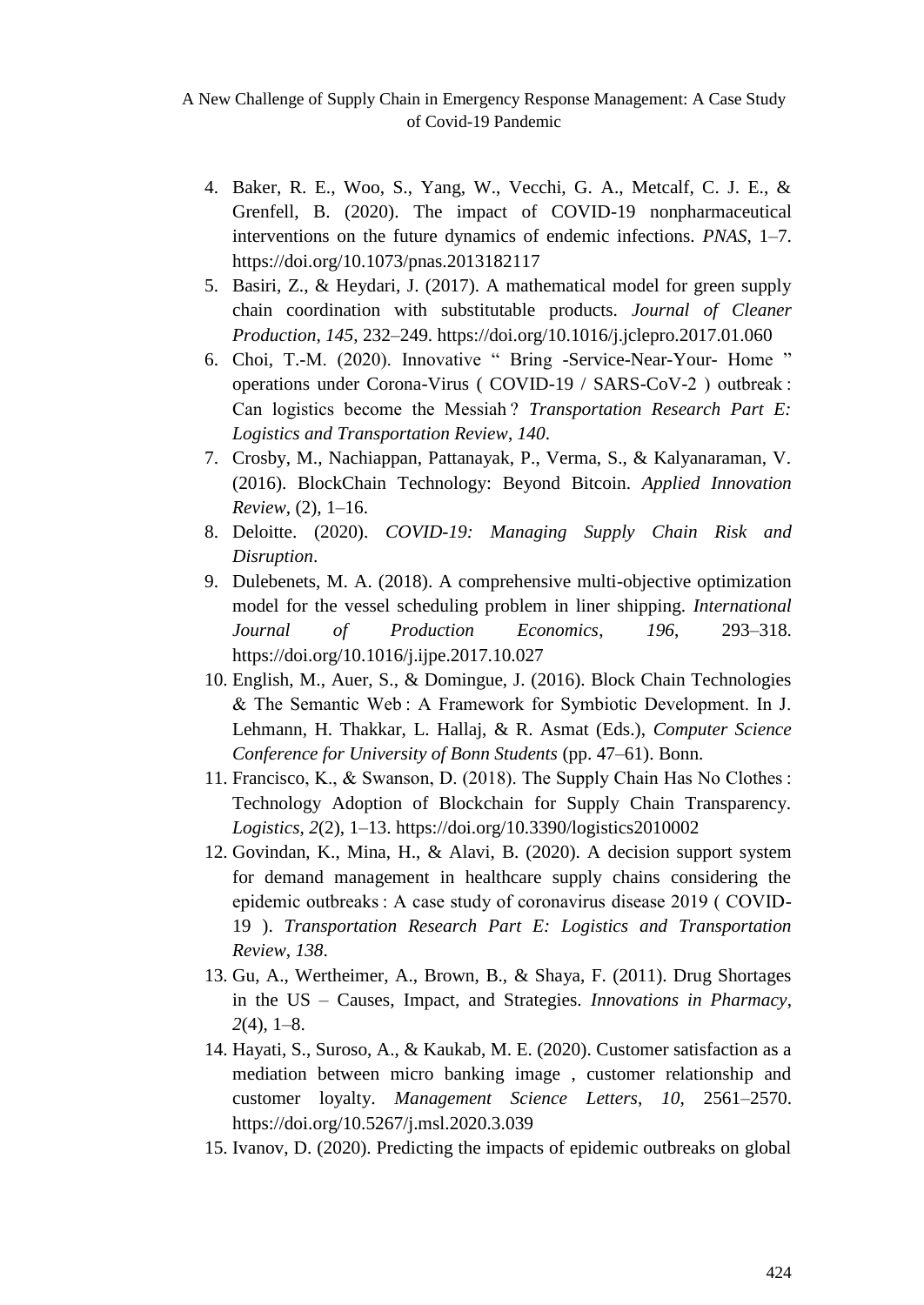4. Baker, R. E., Woo, S., Yang, W., Vecchi, G. A., Metcalf, C. J. E., & Grenfell, B. (2020). The impact of COVID-19 nonpharmaceutical interventions on the future dynamics of endemic infections. *PNAS*, 1–7. https://doi.org/10.1073/pnas.2013182117
5. Basiri, Z., & Heydari, J. (2017). A mathematical model for green supply chain coordination with substitutable products. *Journal of Cleaner Production*, *145*, 232–249. https://doi.org/10.1016/j.jclepro.2017.01.060
6. Choi, T.-M. (2020). Innovative " Bring -Service-Near-Your- Home " operations under Corona-Virus ( COVID-19 / SARS-CoV-2 ) outbreak : Can logistics become the Messiah ? *Transportation Research Part E: Logistics and Transportation Review*, *140*.
7. Crosby, M., Nachiappan, Pattanayak, P., Verma, S., & Kalyanaraman, V. (2016). BlockChain Technology: Beyond Bitcoin. *Applied Innovation Review*, (2), 1–16.
8. Deloitte. (2020). *COVID-19: Managing Supply Chain Risk and Disruption*.
9. Dulebenets, M. A. (2018). A comprehensive multi-objective optimization model for the vessel scheduling problem in liner shipping. *International Journal of Production Economics*, *196*, 293–318. https://doi.org/10.1016/j.ijpe.2017.10.027
10. English, M., Auer, S., & Domingue, J. (2016). Block Chain Technologies & The Semantic Web : A Framework for Symbiotic Development. In J. Lehmann, H. Thakkar, L. Hallaj, & R. Asmat (Eds.), *Computer Science Conference for University of Bonn Students* (pp. 47–61). Bonn.
11. Francisco, K., & Swanson, D. (2018). The Supply Chain Has No Clothes : Technology Adoption of Blockchain for Supply Chain Transparency. *Logistics*, *2*(2), 1–13. https://doi.org/10.3390/logistics2010002
12. Govindan, K., Mina, H., & Alavi, B. (2020). A decision support system for demand management in healthcare supply chains considering the epidemic outbreaks : A case study of coronavirus disease 2019 ( COVID-19 ). *Transportation Research Part E: Logistics and Transportation Review*, *138*.
13. Gu, A., Wertheimer, A., Brown, B., & Shaya, F. (2011). Drug Shortages in the US – Causes, Impact, and Strategies. *Innovations in Pharmacy*, *2*(4), 1–8.
14. Hayati, S., Suroso, A., & Kaukab, M. E. (2020). Customer satisfaction as a mediation between micro banking image , customer relationship and customer loyalty. *Management Science Letters*, *10*, 2561–2570. https://doi.org/10.5267/j.msl.2020.3.039
15. Ivanov, D. (2020). Predicting the impacts of epidemic outbreaks on global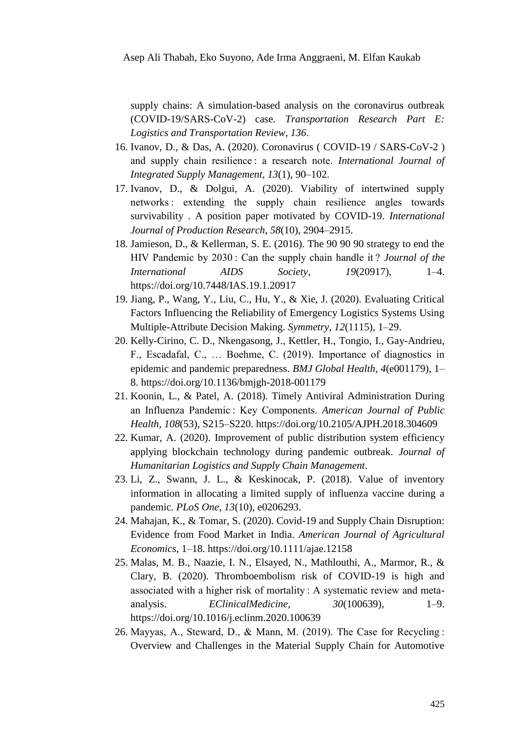supply chains: A simulation-based analysis on the coronavirus outbreak (COVID-19/SARS-CoV-2) case. *Transportation Research Part E: Logistics and Transportation Review*, *136*.

16. Ivanov, D., & Das, A. (2020). Coronavirus ( COVID-19 / SARS-CoV-2 ) and supply chain resilience : a research note. *International Journal of Integrated Supply Management*, *13*(1), 90–102.
17. Ivanov, D., & Dolgui, A. (2020). Viability of intertwined supply networks : extending the supply chain resilience angles towards survivability . A position paper motivated by COVID-19. *International Journal of Production Research*, *58*(10), 2904–2915.
18. Jamieson, D., & Kellerman, S. E. (2016). The 90 90 90 strategy to end the HIV Pandemic by 2030 : Can the supply chain handle it ? *Journal of the International AIDS Society*, *19*(20917), 1–4. https://doi.org/10.7448/IAS.19.1.20917
19. Jiang, P., Wang, Y., Liu, C., Hu, Y., & Xie, J. (2020). Evaluating Critical Factors Influencing the Reliability of Emergency Logistics Systems Using Multiple-Attribute Decision Making. *Symmetry*, *12*(1115), 1–29.
20. Kelly-Cirino, C. D., Nkengasong, J., Kettler, H., Tongio, I., Gay-Andrieu, F., Escadafal, C., … Boehme, C. (2019). Importance of diagnostics in epidemic and pandemic preparedness. *BMJ Global Health*, *4*(e001179), 1–8. https://doi.org/10.1136/bmjgh-2018-001179
21. Koonin, L., & Patel, A. (2018). Timely Antiviral Administration During an Influenza Pandemic : Key Components. *American Journal of Public Health*, *108*(53), S215–S220. https://doi.org/10.2105/AJPH.2018.304609
22. Kumar, A. (2020). Improvement of public distribution system efficiency applying blockchain technology during pandemic outbreak. *Journal of Humanitarian Logistics and Supply Chain Management*.
23. Li, Z., Swann, J. L., & Keskinocak, P. (2018). Value of inventory information in allocating a limited supply of influenza vaccine during a pandemic. *PLoS One*, *13*(10), e0206293.
24. Mahajan, K., & Tomar, S. (2020). Covid-19 and Supply Chain Disruption: Evidence from Food Market in India. *American Journal of Agricultural Economics*, 1–18. https://doi.org/10.1111/ajae.12158
25. Malas, M. B., Naazie, I. N., Elsayed, N., Mathlouthi, A., Marmor, R., & Clary, B. (2020). Thromboembolism risk of COVID-19 is high and associated with a higher risk of mortality : A systematic review and meta-analysis. *EClinicalMedicine*, *30*(100639), 1–9. https://doi.org/10.1016/j.eclinm.2020.100639
26. Mayyas, A., Steward, D., & Mann, M. (2019). The Case for Recycling : Overview and Challenges in the Material Supply Chain for Automotive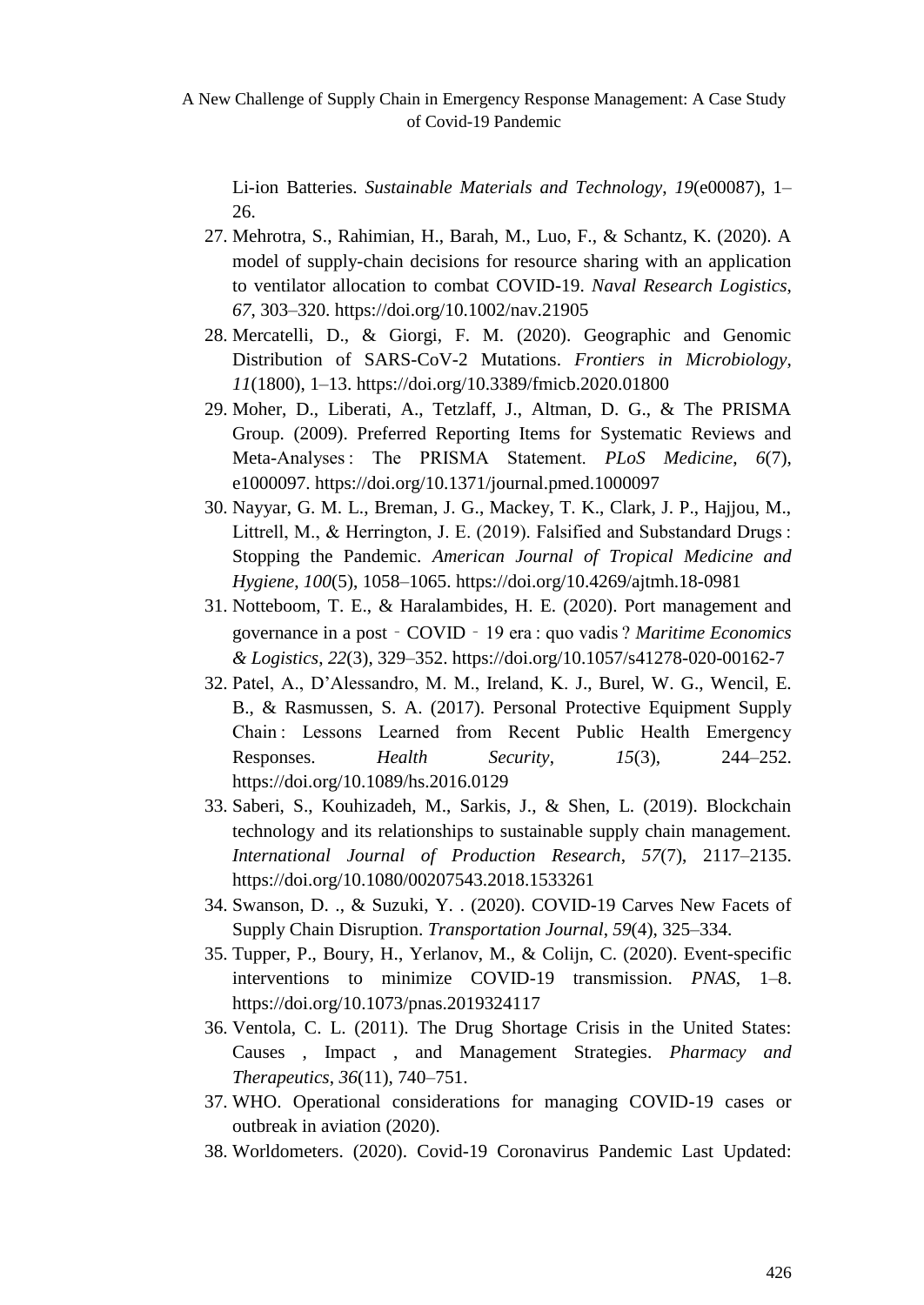Li-ion Batteries. *Sustainable Materials and Technology*, *19*(e00087), 1–26.

27. Mehrotra, S., Rahimian, H., Barah, M., Luo, F., & Schantz, K. (2020). A model of supply-chain decisions for resource sharing with an application to ventilator allocation to combat COVID-19. *Naval Research Logistics*, *67*, 303–320. https://doi.org/10.1002/nav.21905
28. Mercatelli, D., & Giorgi, F. M. (2020). Geographic and Genomic Distribution of SARS-CoV-2 Mutations. *Frontiers in Microbiology*, *11*(1800), 1–13. https://doi.org/10.3389/fmicb.2020.01800
29. Moher, D., Liberati, A., Tetzlaff, J., Altman, D. G., & The PRISMA Group. (2009). Preferred Reporting Items for Systematic Reviews and Meta-Analyses : The PRISMA Statement. *PLoS Medicine*, *6*(7), e1000097. https://doi.org/10.1371/journal.pmed.1000097
30. Nayyar, G. M. L., Breman, J. G., Mackey, T. K., Clark, J. P., Hajjou, M., Littrell, M., & Herrington, J. E. (2019). Falsified and Substandard Drugs : Stopping the Pandemic. *American Journal of Tropical Medicine and Hygiene*, *100*(5), 1058–1065. https://doi.org/10.4269/ajtmh.18-0981
31. Notteboom, T. E., & Haralambides, H. E. (2020). Port management and governance in a post‑COVID‑19 era : quo vadis ? *Maritime Economics & Logistics*, *22*(3), 329–352. https://doi.org/10.1057/s41278-020-00162-7
32. Patel, A., D'Alessandro, M. M., Ireland, K. J., Burel, W. G., Wencil, E. B., & Rasmussen, S. A. (2017). Personal Protective Equipment Supply Chain : Lessons Learned from Recent Public Health Emergency Responses. *Health Security*, *15*(3), 244–252. https://doi.org/10.1089/hs.2016.0129
33. Saberi, S., Kouhizadeh, M., Sarkis, J., & Shen, L. (2019). Blockchain technology and its relationships to sustainable supply chain management. *International Journal of Production Research*, *57*(7), 2117–2135. https://doi.org/10.1080/00207543.2018.1533261
34. Swanson, D. ., & Suzuki, Y. . (2020). COVID-19 Carves New Facets of Supply Chain Disruption. *Transportation Journal*, *59*(4), 325–334.
35. Tupper, P., Boury, H., Yerlanov, M., & Colijn, C. (2020). Event-specific interventions to minimize COVID-19 transmission. *PNAS*, 1–8. https://doi.org/10.1073/pnas.2019324117
36. Ventola, C. L. (2011). The Drug Shortage Crisis in the United States: Causes , Impact , and Management Strategies. *Pharmacy and Therapeutics*, *36*(11), 740–751.
37. WHO. Operational considerations for managing COVID-19 cases or outbreak in aviation (2020).
38. Worldometers. (2020). Covid-19 Coronavirus Pandemic Last Updated: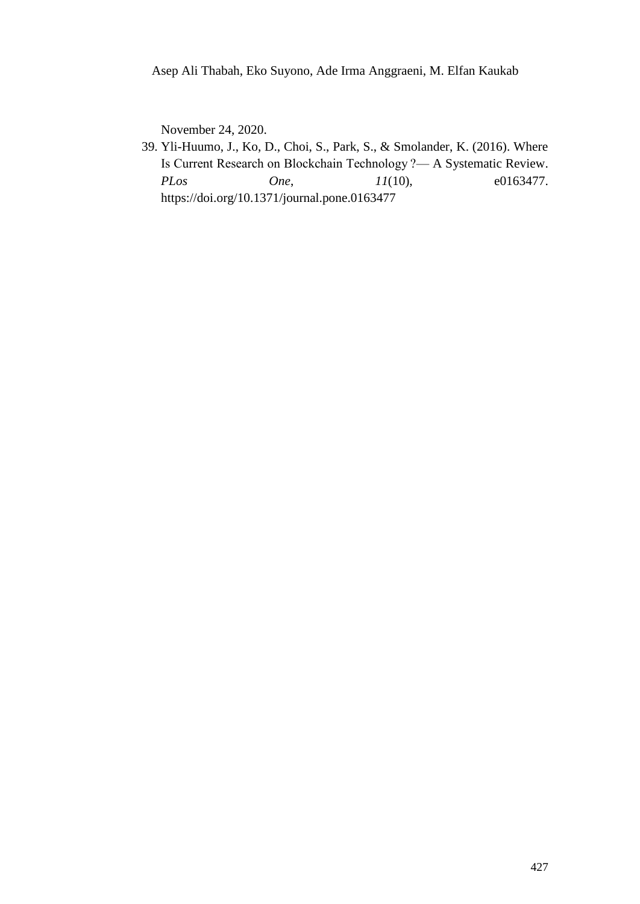November 24, 2020.

39. Yli-Huumo, J., Ko, D., Choi, S., Park, S., & Smolander, K. (2016). Where Is Current Research on Blockchain Technology ?— A Systematic Review. *PLos One*, *11*(10), e0163477. https://doi.org/10.1371/journal.pone.0163477